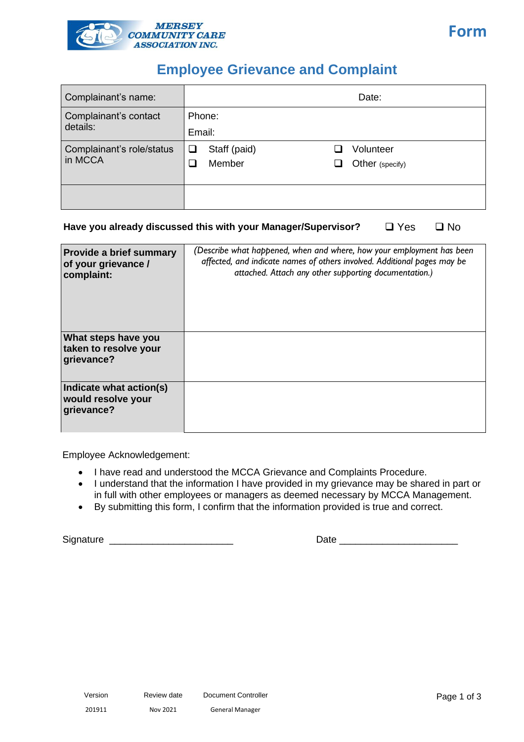MERSEY COMMUNITY CARE ASSOCIATION INC.

**Form**

# Employee Grievance and Complaint

| Complainant's name: | Date: |
|---|---|
| Complainant's contact details: | Phone:<br>Email: |
| Complainant's role/status in MCCA | ❑ Staff (paid) ❑ Volunteer<br>❑ Member ❑ Other (specify) |
| | |

**Have you already discussed this with your Manager/Supervisor?** ❑ Yes ❑ No

| | |
|---|---|
| **Provide a brief summary of your grievance / complaint:** | *(Describe what happened, when and where, how your employment has been affected, and indicate names of others involved. Additional pages may be attached. Attach any other supporting documentation.)* |
| **What steps have you taken to resolve your grievance?** | |
| **Indicate what action(s) would resolve your grievance?** | |

Employee Acknowledgement:

- I have read and understood the MCCA Grievance and Complaints Procedure.
- I understand that the information I have provided in my grievance may be shared in part or in full with other employees or managers as deemed necessary by MCCA Management.
- By submitting this form, I confirm that the information provided is true and correct.

Signature ______________________ Date _____________________

| Version | Review date | Document Controller |
|---|---|---|
| 201911 | Nov 2021 | General Manager |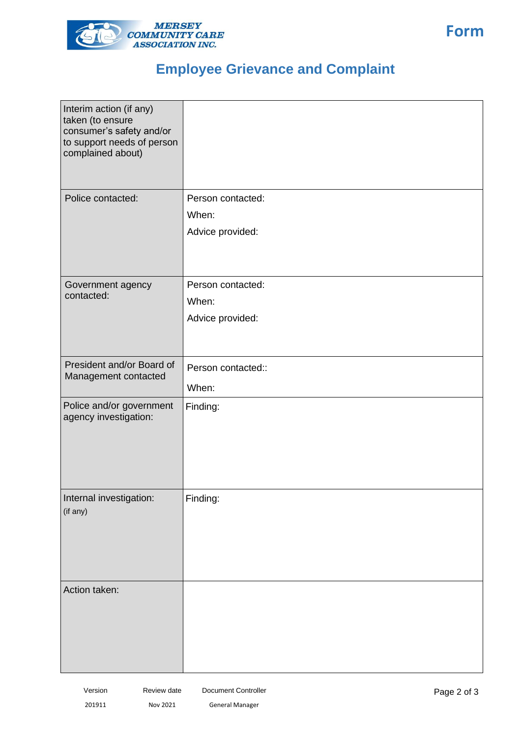# Employee Grievance and Complaint

| | |
|---|---|
| Interim action (if any) taken (to ensure consumer's safety and/or to support needs of person complained about) | |
| Police contacted: | Person contacted:<br>When:<br>Advice provided: |
| Government agency contacted: | Person contacted:<br>When:<br>Advice provided: |
| President and/or Board of Management contacted | Person contacted::<br>When: |
| Police and/or government agency investigation: | Finding: |
| Internal investigation: (if any) | Finding: |
| Action taken: | |

| Version | Review date | Document Controller |
|---|---|---|
| 201911 | Nov 2021 | General Manager |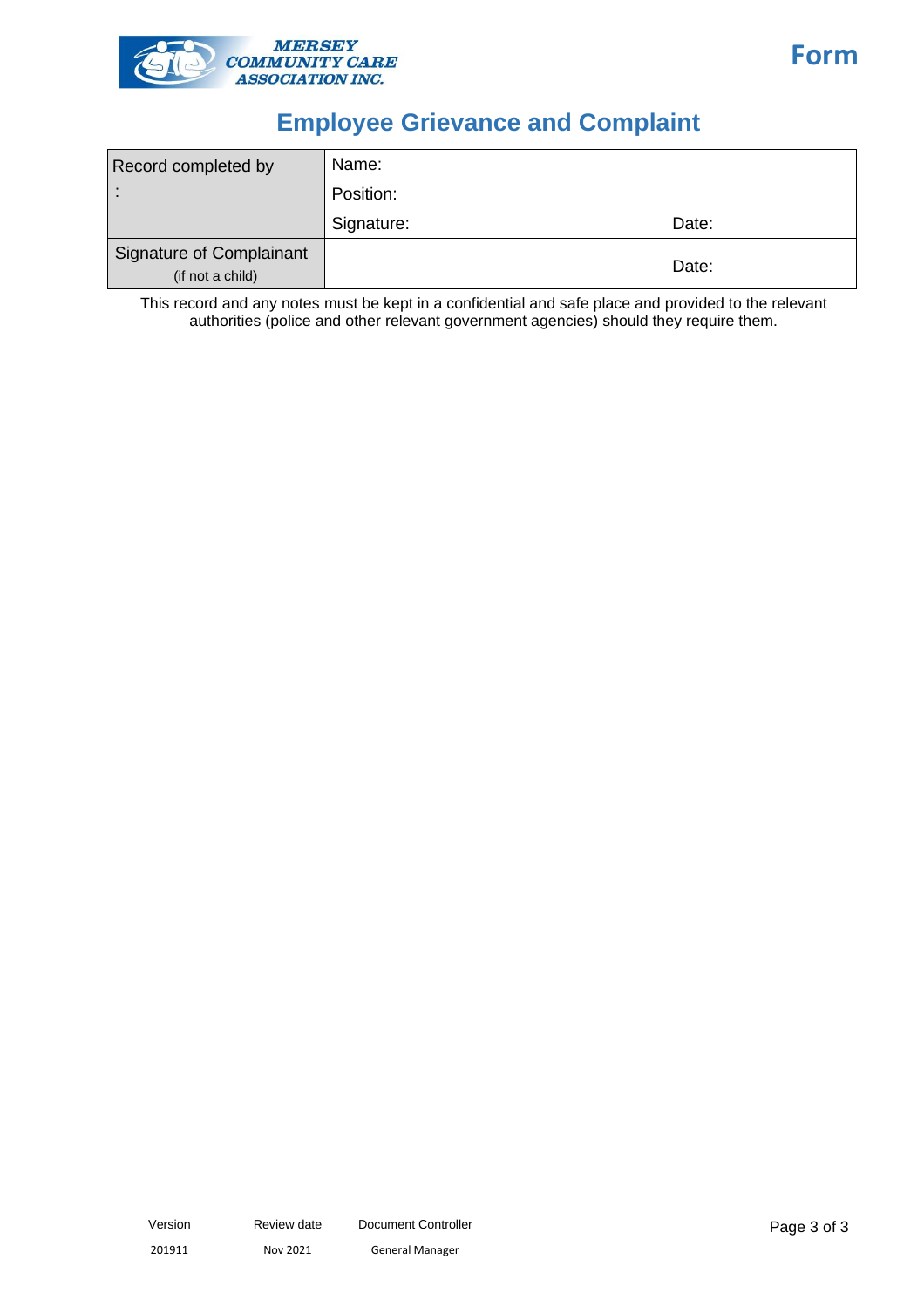# Employee Grievance and Complaint

| | | |
|---|---|---|
| Record completed by : | Name: | |
| | Position: | |
| | Signature: | Date: |
| Signature of Complainant (if not a child) | | Date: |

This record and any notes must be kept in a confidential and safe place and provided to the relevant authorities (police and other relevant government agencies) should they require them.

| Version | Review date | Document Controller |
|---|---|---|
| 201911 | Nov 2021 | General Manager |